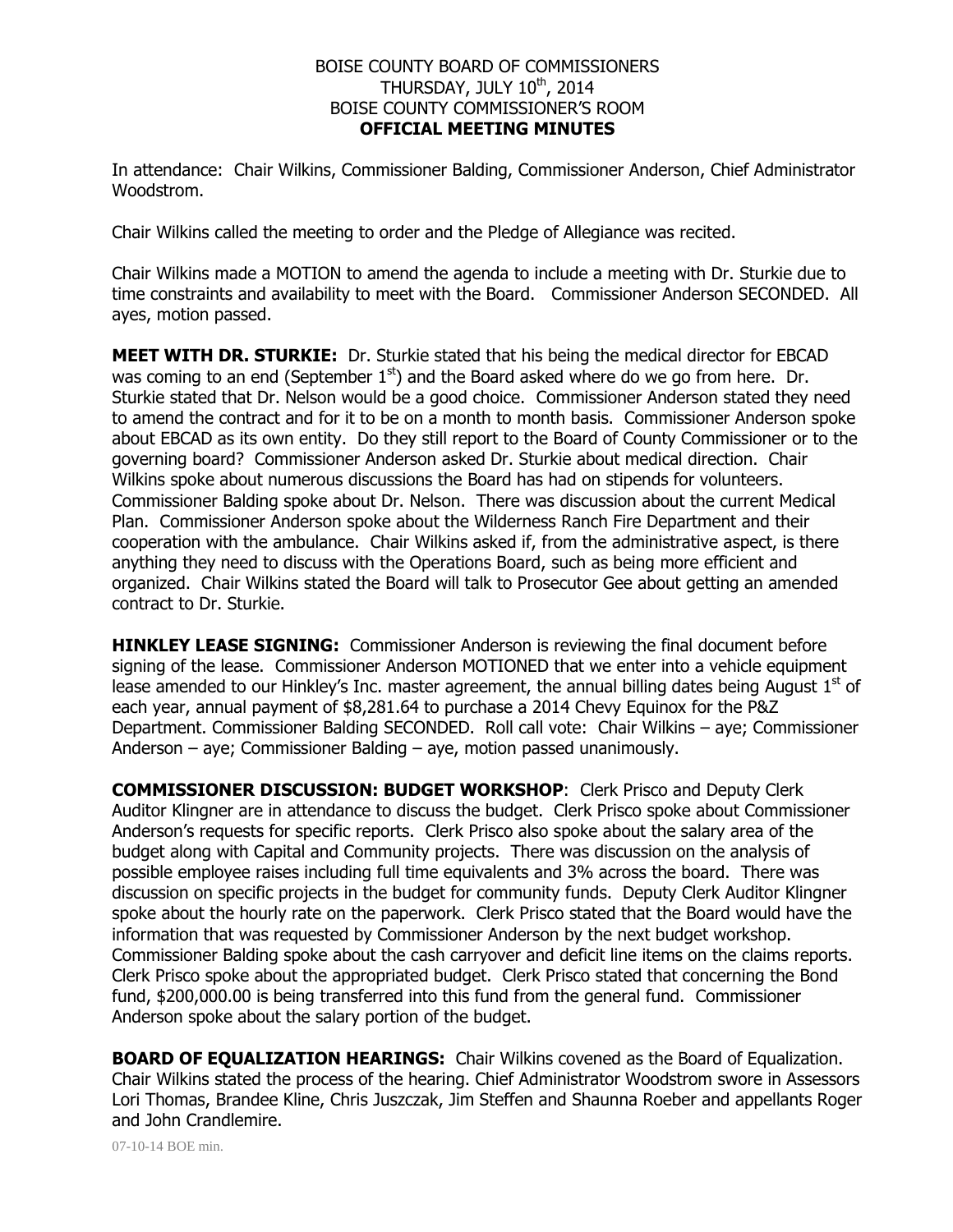# BOISE COUNTY BOARD OF COMMISSIONERS
## THURSDAY, JULY 10th, 2014
## BOISE COUNTY COMMISSIONER'S ROOM
## OFFICIAL MEETING MINUTES

In attendance: Chair Wilkins, Commissioner Balding, Commissioner Anderson, Chief Administrator Woodstrom.

Chair Wilkins called the meeting to order and the Pledge of Allegiance was recited.

Chair Wilkins made a MOTION to amend the agenda to include a meeting with Dr. Sturkie due to time constraints and availability to meet with the Board. Commissioner Anderson SECONDED. All ayes, motion passed.

**MEET WITH DR. STURKIE:** Dr. Sturkie stated that his being the medical director for EBCAD was coming to an end (September 1st) and the Board asked where do we go from here. Dr. Sturkie stated that Dr. Nelson would be a good choice. Commissioner Anderson stated they need to amend the contract and for it to be on a month to month basis. Commissioner Anderson spoke about EBCAD as its own entity. Do they still report to the Board of County Commissioner or to the governing board? Commissioner Anderson asked Dr. Sturkie about medical direction. Chair Wilkins spoke about numerous discussions the Board has had on stipends for volunteers. Commissioner Balding spoke about Dr. Nelson. There was discussion about the current Medical Plan. Commissioner Anderson spoke about the Wilderness Ranch Fire Department and their cooperation with the ambulance. Chair Wilkins asked if, from the administrative aspect, is there anything they need to discuss with the Operations Board, such as being more efficient and organized. Chair Wilkins stated the Board will talk to Prosecutor Gee about getting an amended contract to Dr. Sturkie.

**HINKLEY LEASE SIGNING:** Commissioner Anderson is reviewing the final document before signing of the lease. Commissioner Anderson MOTIONED that we enter into a vehicle equipment lease amended to our Hinkley's Inc. master agreement, the annual billing dates being August 1st of each year, annual payment of $8,281.64 to purchase a 2014 Chevy Equinox for the P&Z Department. Commissioner Balding SECONDED. Roll call vote: Chair Wilkins – aye; Commissioner Anderson – aye; Commissioner Balding – aye, motion passed unanimously.

**COMMISSIONER DISCUSSION: BUDGET WORKSHOP**: Clerk Prisco and Deputy Clerk Auditor Klingner are in attendance to discuss the budget. Clerk Prisco spoke about Commissioner Anderson's requests for specific reports. Clerk Prisco also spoke about the salary area of the budget along with Capital and Community projects. There was discussion on the analysis of possible employee raises including full time equivalents and 3% across the board. There was discussion on specific projects in the budget for community funds. Deputy Clerk Auditor Klingner spoke about the hourly rate on the paperwork. Clerk Prisco stated that the Board would have the information that was requested by Commissioner Anderson by the next budget workshop. Commissioner Balding spoke about the cash carryover and deficit line items on the claims reports. Clerk Prisco spoke about the appropriated budget. Clerk Prisco stated that concerning the Bond fund, $200,000.00 is being transferred into this fund from the general fund. Commissioner Anderson spoke about the salary portion of the budget.

**BOARD OF EQUALIZATION HEARINGS:** Chair Wilkins covened as the Board of Equalization. Chair Wilkins stated the process of the hearing. Chief Administrator Woodstrom swore in Assessors Lori Thomas, Brandee Kline, Chris Juszczak, Jim Steffen and Shaunna Roeber and appellants Roger and John Crandlemire.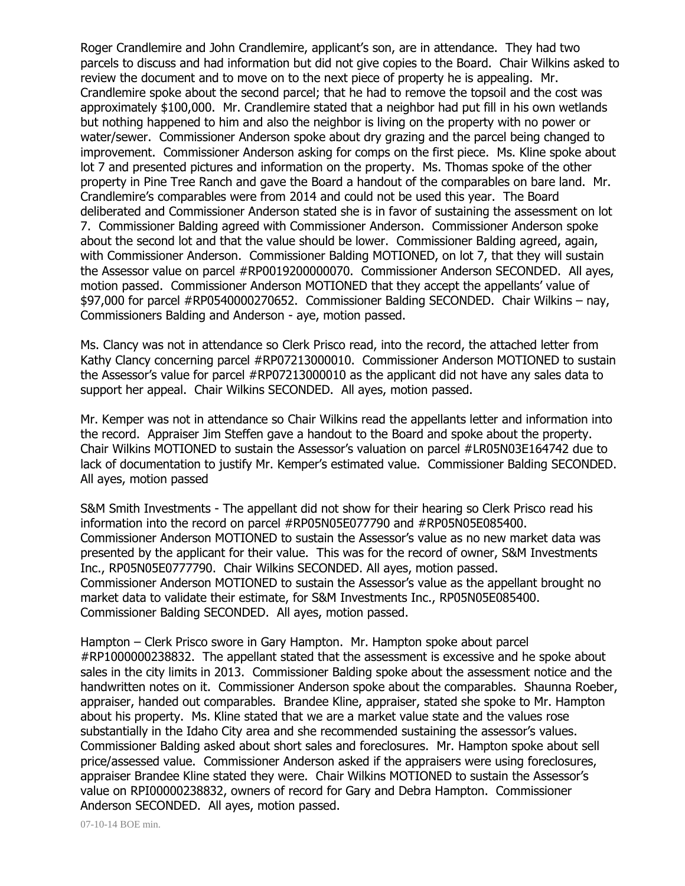Roger Crandlemire and John Crandlemire, applicant's son, are in attendance. They had two parcels to discuss and had information but did not give copies to the Board. Chair Wilkins asked to review the document and to move on to the next piece of property he is appealing. Mr. Crandlemire spoke about the second parcel; that he had to remove the topsoil and the cost was approximately $100,000. Mr. Crandlemire stated that a neighbor had put fill in his own wetlands but nothing happened to him and also the neighbor is living on the property with no power or water/sewer. Commissioner Anderson spoke about dry grazing and the parcel being changed to improvement. Commissioner Anderson asking for comps on the first piece. Ms. Kline spoke about lot 7 and presented pictures and information on the property. Ms. Thomas spoke of the other property in Pine Tree Ranch and gave the Board a handout of the comparables on bare land. Mr. Crandlemire's comparables were from 2014 and could not be used this year. The Board deliberated and Commissioner Anderson stated she is in favor of sustaining the assessment on lot 7. Commissioner Balding agreed with Commissioner Anderson. Commissioner Anderson spoke about the second lot and that the value should be lower. Commissioner Balding agreed, again, with Commissioner Anderson. Commissioner Balding MOTIONED, on lot 7, that they will sustain the Assessor value on parcel #RP0019200000070. Commissioner Anderson SECONDED. All ayes, motion passed. Commissioner Anderson MOTIONED that they accept the appellants' value of $97,000 for parcel #RP0540000270652. Commissioner Balding SECONDED. Chair Wilkins – nay, Commissioners Balding and Anderson - aye, motion passed.

Ms. Clancy was not in attendance so Clerk Prisco read, into the record, the attached letter from Kathy Clancy concerning parcel #RP07213000010. Commissioner Anderson MOTIONED to sustain the Assessor's value for parcel #RP07213000010 as the applicant did not have any sales data to support her appeal. Chair Wilkins SECONDED. All ayes, motion passed.

Mr. Kemper was not in attendance so Chair Wilkins read the appellants letter and information into the record. Appraiser Jim Steffen gave a handout to the Board and spoke about the property. Chair Wilkins MOTIONED to sustain the Assessor's valuation on parcel #LR05N03E164742 due to lack of documentation to justify Mr. Kemper's estimated value. Commissioner Balding SECONDED. All ayes, motion passed

S&M Smith Investments - The appellant did not show for their hearing so Clerk Prisco read his information into the record on parcel #RP05N05E077790 and #RP05N05E085400. Commissioner Anderson MOTIONED to sustain the Assessor's value as no new market data was presented by the applicant for their value. This was for the record of owner, S&M Investments Inc., RP05N05E0777790. Chair Wilkins SECONDED. All ayes, motion passed. Commissioner Anderson MOTIONED to sustain the Assessor's value as the appellant brought no market data to validate their estimate, for S&M Investments Inc., RP05N05E085400. Commissioner Balding SECONDED. All ayes, motion passed.

Hampton – Clerk Prisco swore in Gary Hampton. Mr. Hampton spoke about parcel #RP1000000238832. The appellant stated that the assessment is excessive and he spoke about sales in the city limits in 2013. Commissioner Balding spoke about the assessment notice and the handwritten notes on it. Commissioner Anderson spoke about the comparables. Shaunna Roeber, appraiser, handed out comparables. Brandee Kline, appraiser, stated she spoke to Mr. Hampton about his property. Ms. Kline stated that we are a market value state and the values rose substantially in the Idaho City area and she recommended sustaining the assessor's values. Commissioner Balding asked about short sales and foreclosures. Mr. Hampton spoke about sell price/assessed value. Commissioner Anderson asked if the appraisers were using foreclosures, appraiser Brandee Kline stated they were. Chair Wilkins MOTIONED to sustain the Assessor's value on RPI00000238832, owners of record for Gary and Debra Hampton. Commissioner Anderson SECONDED. All ayes, motion passed.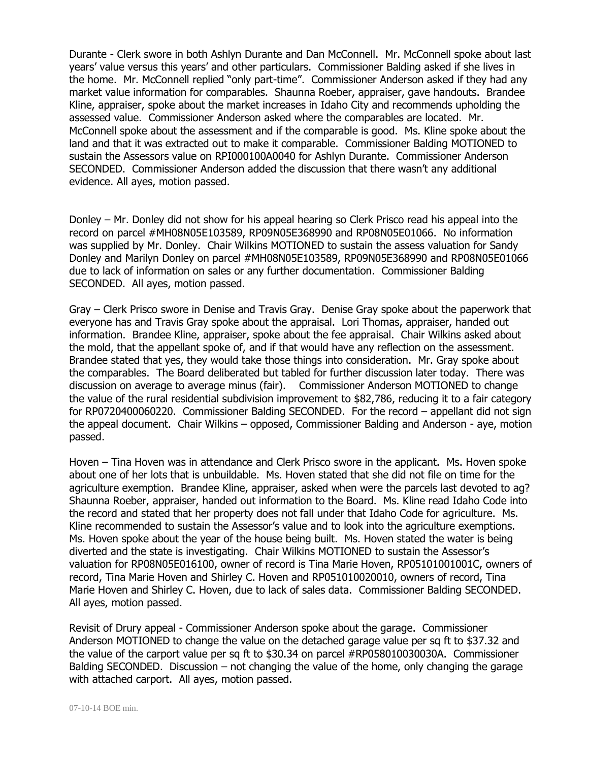Durante - Clerk swore in both Ashlyn Durante and Dan McConnell. Mr. McConnell spoke about last years' value versus this years' and other particulars. Commissioner Balding asked if she lives in the home. Mr. McConnell replied "only part-time". Commissioner Anderson asked if they had any market value information for comparables. Shaunna Roeber, appraiser, gave handouts. Brandee Kline, appraiser, spoke about the market increases in Idaho City and recommends upholding the assessed value. Commissioner Anderson asked where the comparables are located. Mr. McConnell spoke about the assessment and if the comparable is good. Ms. Kline spoke about the land and that it was extracted out to make it comparable. Commissioner Balding MOTIONED to sustain the Assessors value on RPI000100A0040 for Ashlyn Durante. Commissioner Anderson SECONDED. Commissioner Anderson added the discussion that there wasn't any additional evidence. All ayes, motion passed.

Donley – Mr. Donley did not show for his appeal hearing so Clerk Prisco read his appeal into the record on parcel #MH08N05E103589, RP09N05E368990 and RP08N05E01066. No information was supplied by Mr. Donley. Chair Wilkins MOTIONED to sustain the assess valuation for Sandy Donley and Marilyn Donley on parcel #MH08N05E103589, RP09N05E368990 and RP08N05E01066 due to lack of information on sales or any further documentation. Commissioner Balding SECONDED. All ayes, motion passed.

Gray – Clerk Prisco swore in Denise and Travis Gray. Denise Gray spoke about the paperwork that everyone has and Travis Gray spoke about the appraisal. Lori Thomas, appraiser, handed out information. Brandee Kline, appraiser, spoke about the fee appraisal. Chair Wilkins asked about the mold, that the appellant spoke of, and if that would have any reflection on the assessment. Brandee stated that yes, they would take those things into consideration. Mr. Gray spoke about the comparables. The Board deliberated but tabled for further discussion later today. There was discussion on average to average minus (fair). Commissioner Anderson MOTIONED to change the value of the rural residential subdivision improvement to $82,786, reducing it to a fair category for RP0720400060220. Commissioner Balding SECONDED. For the record – appellant did not sign the appeal document. Chair Wilkins – opposed, Commissioner Balding and Anderson - aye, motion passed.

Hoven – Tina Hoven was in attendance and Clerk Prisco swore in the applicant. Ms. Hoven spoke about one of her lots that is unbuildable. Ms. Hoven stated that she did not file on time for the agriculture exemption. Brandee Kline, appraiser, asked when were the parcels last devoted to ag? Shaunna Roeber, appraiser, handed out information to the Board. Ms. Kline read Idaho Code into the record and stated that her property does not fall under that Idaho Code for agriculture. Ms. Kline recommended to sustain the Assessor's value and to look into the agriculture exemptions. Ms. Hoven spoke about the year of the house being built. Ms. Hoven stated the water is being diverted and the state is investigating. Chair Wilkins MOTIONED to sustain the Assessor's valuation for RP08N05E016100, owner of record is Tina Marie Hoven, RP05101001001C, owners of record, Tina Marie Hoven and Shirley C. Hoven and RP051010020010, owners of record, Tina Marie Hoven and Shirley C. Hoven, due to lack of sales data. Commissioner Balding SECONDED. All ayes, motion passed.

Revisit of Drury appeal - Commissioner Anderson spoke about the garage. Commissioner Anderson MOTIONED to change the value on the detached garage value per sq ft to $37.32 and the value of the carport value per sq ft to $30.34 on parcel #RP058010030030A. Commissioner Balding SECONDED. Discussion – not changing the value of the home, only changing the garage with attached carport. All ayes, motion passed.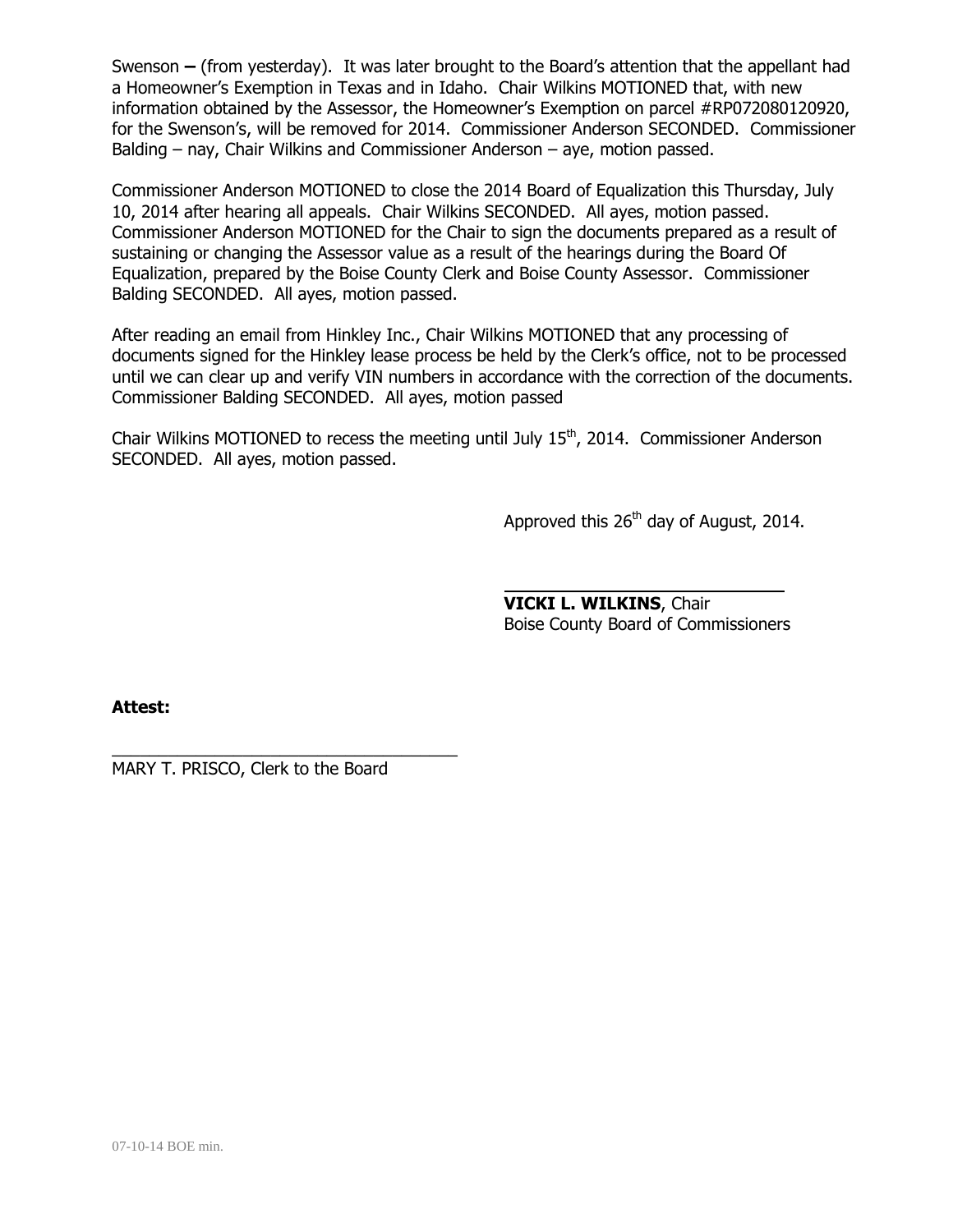Swenson **–** (from yesterday). It was later brought to the Board's attention that the appellant had a Homeowner's Exemption in Texas and in Idaho. Chair Wilkins MOTIONED that, with new information obtained by the Assessor, the Homeowner's Exemption on parcel #RP072080120920, for the Swenson's, will be removed for 2014. Commissioner Anderson SECONDED. Commissioner Balding – nay, Chair Wilkins and Commissioner Anderson – aye, motion passed.

Commissioner Anderson MOTIONED to close the 2014 Board of Equalization this Thursday, July 10, 2014 after hearing all appeals. Chair Wilkins SECONDED. All ayes, motion passed. Commissioner Anderson MOTIONED for the Chair to sign the documents prepared as a result of sustaining or changing the Assessor value as a result of the hearings during the Board Of Equalization, prepared by the Boise County Clerk and Boise County Assessor. Commissioner Balding SECONDED. All ayes, motion passed.

After reading an email from Hinkley Inc., Chair Wilkins MOTIONED that any processing of documents signed for the Hinkley lease process be held by the Clerk's office, not to be processed until we can clear up and verify VIN numbers in accordance with the correction of the documents. Commissioner Balding SECONDED. All ayes, motion passed

Chair Wilkins MOTIONED to recess the meeting until July 15th, 2014. Commissioner Anderson SECONDED. All ayes, motion passed.

Approved this 26th day of August, 2014.

______________________________

**VICKI L. WILKINS**, Chair
Boise County Board of Commissioners

**Attest:**

______________________________

MARY T. PRISCO, Clerk to the Board